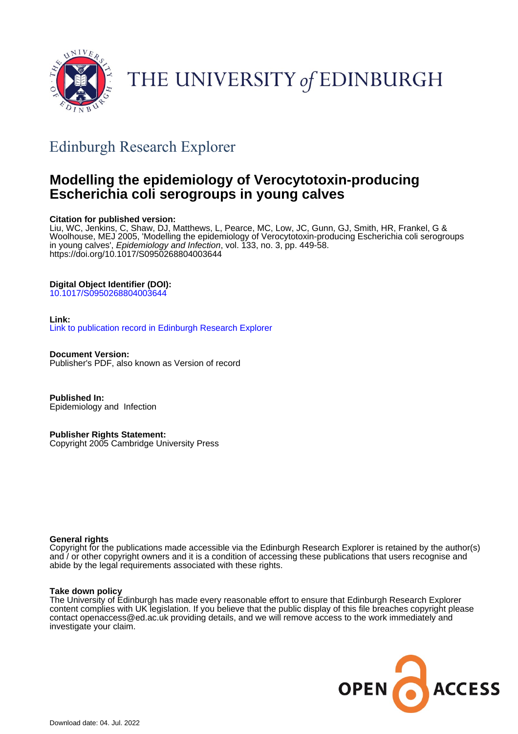THE UNIVERSITY *of* EDINBURGH

## Edinburgh Research Explorer

# Modelling the epidemiology of Verocytotoxin-producing Escherichia coli serogroups in young calves

**Citation for published version:**
Liu, WC, Jenkins, C, Shaw, DJ, Matthews, L, Pearce, MC, Low, JC, Gunn, GJ, Smith, HR, Frankel, G & Woolhouse, MEJ 2005, 'Modelling the epidemiology of Verocytotoxin-producing Escherichia coli serogroups in young calves', *Epidemiology and Infection*, vol. 133, no. 3, pp. 449-58. https://doi.org/10.1017/S0950268804003644

**Digital Object Identifier (DOI):**
10.1017/S0950268804003644

**Link:**
Link to publication record in Edinburgh Research Explorer

**Document Version:**
Publisher's PDF, also known as Version of record

**Published In:**
Epidemiology and Infection

**Publisher Rights Statement:**
Copyright 2005 Cambridge University Press

**General rights**
Copyright for the publications made accessible via the Edinburgh Research Explorer is retained by the author(s) and / or other copyright owners and it is a condition of accessing these publications that users recognise and abide by the legal requirements associated with these rights.

**Take down policy**
The University of Edinburgh has made every reasonable effort to ensure that Edinburgh Research Explorer content complies with UK legislation. If you believe that the public display of this file breaches copyright please contact openaccess@ed.ac.uk providing details, and we will remove access to the work immediately and investigate your claim.

OPEN ACCESS

Download date: 04. Jul. 2022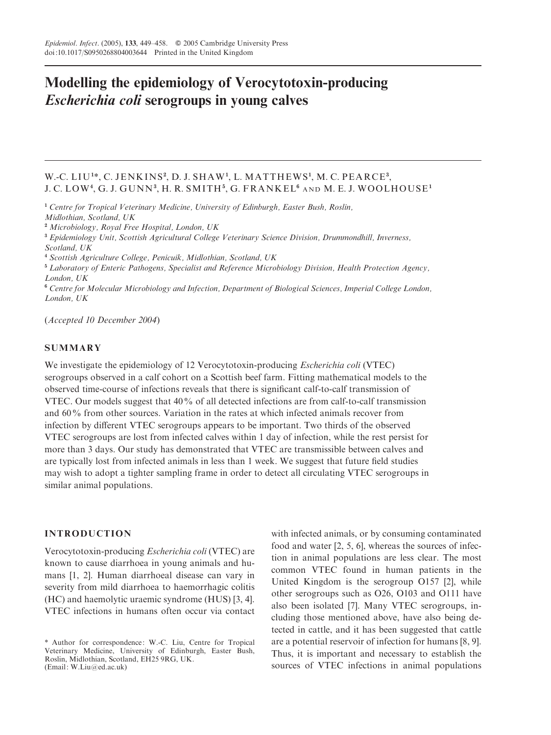# Modelling the epidemiology of Verocytotoxin-producing *Escherichia coli* serogroups in young calves

W.-C. LIU[1]*, C. JENKINS[2], D. J. SHAW[1], L. MATTHEWS[1], M. C. PEARCE[3], J. C. LOW[4], G. J. GUNN[3], H. R. SMITH[5], G. FRANKEL[6] AND M. E. J. WOOLHOUSE[1]

[1] Centre for Tropical Veterinary Medicine, University of Edinburgh, Easter Bush, Roslin, Midlothian, Scotland, UK

[2] Microbiology, Royal Free Hospital, London, UK

[3] Epidemiology Unit, Scottish Agricultural College Veterinary Science Division, Drummondhill, Inverness, Scotland, UK

[4] Scottish Agriculture College, Penicuik, Midlothian, Scotland, UK

[5] Laboratory of Enteric Pathogens, Specialist and Reference Microbiology Division, Health Protection Agency, London, UK

[6] Centre for Molecular Microbiology and Infection, Department of Biological Sciences, Imperial College London, London, UK

(*Accepted 10 December 2004*)

## SUMMARY

We investigate the epidemiology of 12 Verocytotoxin-producing *Escherichia coli* (VTEC) serogroups observed in a calf cohort on a Scottish beef farm. Fitting mathematical models to the observed time-course of infections reveals that there is significant calf-to-calf transmission of VTEC. Our models suggest that 40% of all detected infections are from calf-to-calf transmission and 60% from other sources. Variation in the rates at which infected animals recover from infection by different VTEC serogroups appears to be important. Two thirds of the observed VTEC serogroups are lost from infected calves within 1 day of infection, while the rest persist for more than 3 days. Our study has demonstrated that VTEC are transmissible between calves and are typically lost from infected animals in less than 1 week. We suggest that future field studies may wish to adopt a tighter sampling frame in order to detect all circulating VTEC serogroups in similar animal populations.

## INTRODUCTION

Verocytotoxin-producing *Escherichia coli* (VTEC) are known to cause diarrhoea in young animals and humans [1, 2]. Human diarrhoeal disease can vary in severity from mild diarrhoea to haemorrhagic colitis (HC) and haemolytic uraemic syndrome (HUS) [3, 4]. VTEC infections in humans often occur via contact with infected animals, or by consuming contaminated food and water [2, 5, 6], whereas the sources of infection in animal populations are less clear. The most common VTEC found in human patients in the United Kingdom is the serogroup O157 [2], while other serogroups such as O26, O103 and O111 have also been isolated [7]. Many VTEC serogroups, including those mentioned above, have also being detected in cattle, and it has been suggested that cattle are a potential reservoir of infection for humans [8, 9]. Thus, it is important and necessary to establish the sources of VTEC infections in animal populations

\* Author for correspondence: W.-C. Liu, Centre for Tropical Veterinary Medicine, University of Edinburgh, Easter Bush, Roslin, Midlothian, Scotland, EH25 9RG, UK. (Email: W.Liu@ed.ac.uk)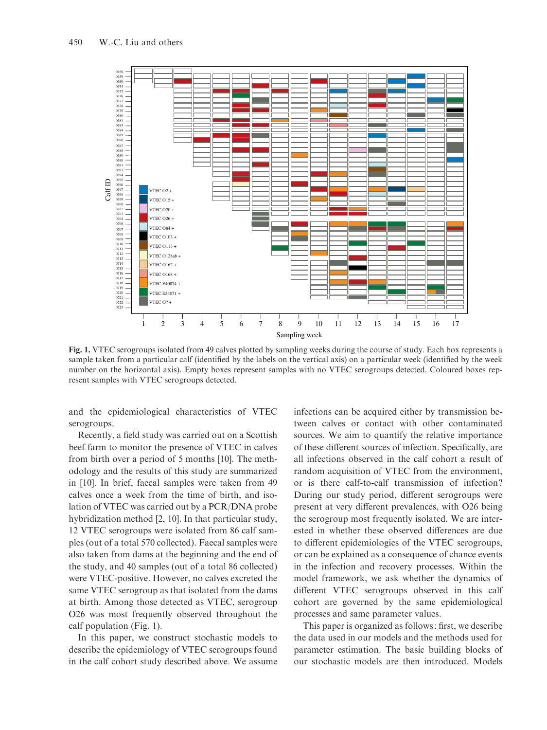**Fig. 1.** VTEC serogroups isolated from 49 calves plotted by sampling weeks during the course of study. Each box represents a sample taken from a particular calf (identified by the labels on the vertical axis) on a particular week (identified by the week number on the horizontal axis). Empty boxes represent samples with no VTEC serogroups detected. Coloured boxes represent samples with VTEC serogroups detected.

and the epidemiological characteristics of VTEC serogroups.

Recently, a field study was carried out on a Scottish beef farm to monitor the presence of VTEC in calves from birth over a period of 5 months [10]. The methodology and the results of this study are summarized in [10]. In brief, faecal samples were taken from 49 calves once a week from the time of birth, and isolation of VTEC was carried out by a PCR/DNA probe hybridization method [2, 10]. In that particular study, 12 VTEC serogroups were isolated from 86 calf samples (out of a total 570 collected). Faecal samples were also taken from dams at the beginning and the end of the study, and 40 samples (out of a total 86 collected) were VTEC-positive. However, no calves excreted the same VTEC serogroup as that isolated from the dams at birth. Among those detected as VTEC, serogroup O26 was most frequently observed throughout the calf population (Fig. 1).

In this paper, we construct stochastic models to describe the epidemiology of VTEC serogroups found in the calf cohort study described above. We assume infections can be acquired either by transmission between calves or contact with other contaminated sources. We aim to quantify the relative importance of these different sources of infection. Specifically, are all infections observed in the calf cohort a result of random acquisition of VTEC from the environment, or is there calf-to-calf transmission of infection? During our study period, different serogroups were present at very different prevalences, with O26 being the serogroup most frequently isolated. We are interested in whether these observed differences are due to different epidemiologies of the VTEC serogroups, or can be explained as a consequence of chance events in the infection and recovery processes. Within the model framework, we ask whether the dynamics of different VTEC serogroups observed in this calf cohort are governed by the same epidemiological processes and same parameter values.

This paper is organized as follows: first, we describe the data used in our models and the methods used for parameter estimation. The basic building blocks of our stochastic models are then introduced. Models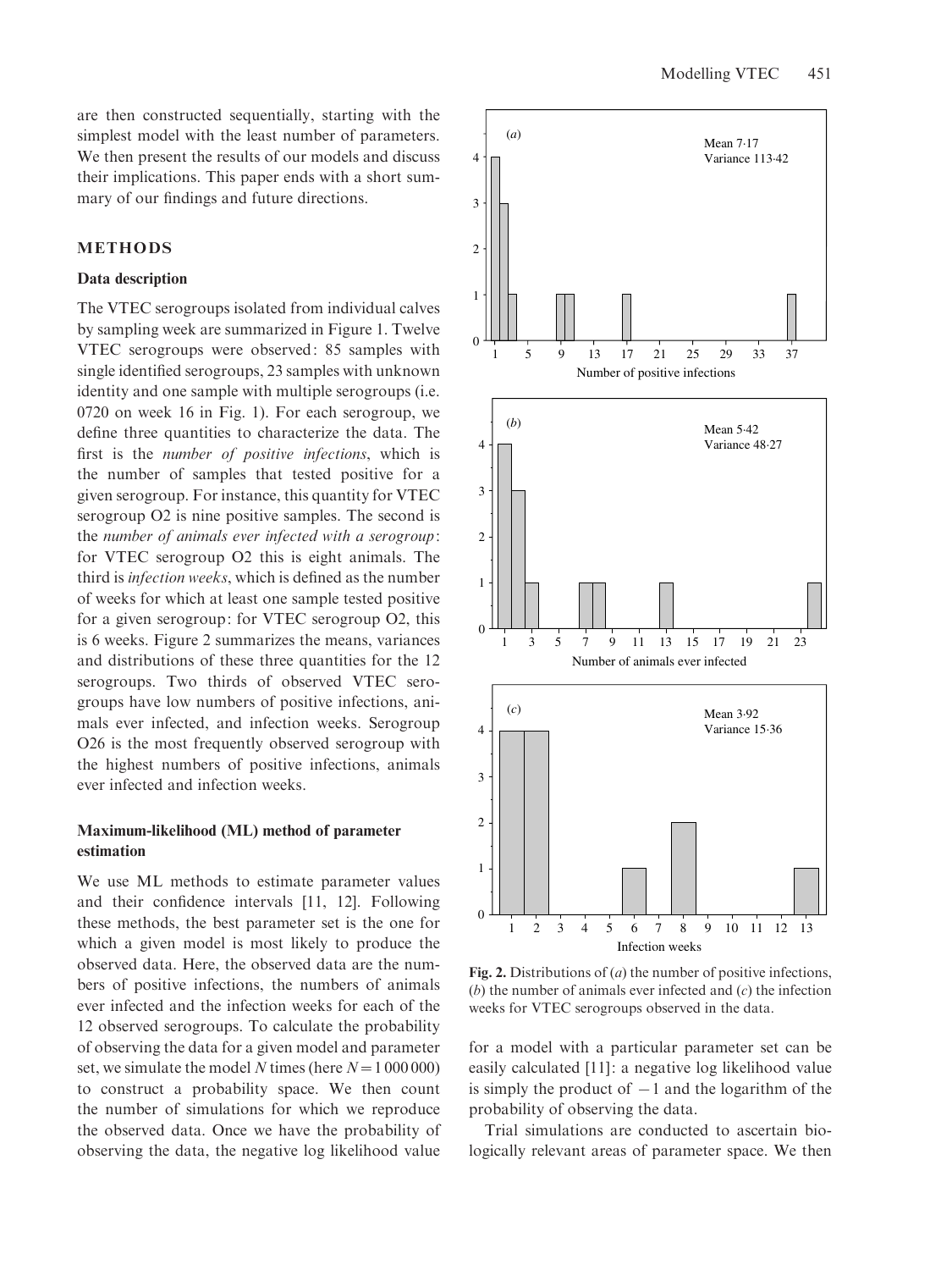are then constructed sequentially, starting with the simplest model with the least number of parameters. We then present the results of our models and discuss their implications. This paper ends with a short summary of our findings and future directions.

## METHODS

### Data description

The VTEC serogroups isolated from individual calves by sampling week are summarized in Figure 1. Twelve VTEC serogroups were observed: 85 samples with single identified serogroups, 23 samples with unknown identity and one sample with multiple serogroups (i.e. 0720 on week 16 in Fig. 1). For each serogroup, we define three quantities to characterize the data. The first is the *number of positive infections*, which is the number of samples that tested positive for a given serogroup. For instance, this quantity for VTEC serogroup O2 is nine positive samples. The second is the *number of animals ever infected with a serogroup*: for VTEC serogroup O2 this is eight animals. The third is *infection weeks*, which is defined as the number of weeks for which at least one sample tested positive for a given serogroup: for VTEC serogroup O2, this is 6 weeks. Figure 2 summarizes the means, variances and distributions of these three quantities for the 12 serogroups. Two thirds of observed VTEC serogroups have low numbers of positive infections, animals ever infected, and infection weeks. Serogroup O26 is the most frequently observed serogroup with the highest numbers of positive infections, animals ever infected and infection weeks.

### Maximum-likelihood (ML) method of parameter estimation

We use ML methods to estimate parameter values and their confidence intervals [11, 12]. Following these methods, the best parameter set is the one for which a given model is most likely to produce the observed data. Here, the observed data are the numbers of positive infections, the numbers of animals ever infected and the infection weeks for each of the 12 observed serogroups. To calculate the probability of observing the data for a given model and parameter set, we simulate the model $N$ times (here $N = 1\,000\,000$) to construct a probability space. We then count the number of simulations for which we reproduce the observed data. Once we have the probability of observing the data, the negative log likelihood value for a model with a particular parameter set can be easily calculated [11]: a negative log likelihood value is simply the product of $-1$ and the logarithm of the probability of observing the data.

Trial simulations are conducted to ascertain biologically relevant areas of parameter space. We then

**Fig. 2.** Distributions of (*a*) the number of positive infections, (*b*) the number of animals ever infected and (*c*) the infection weeks for VTEC serogroups observed in the data.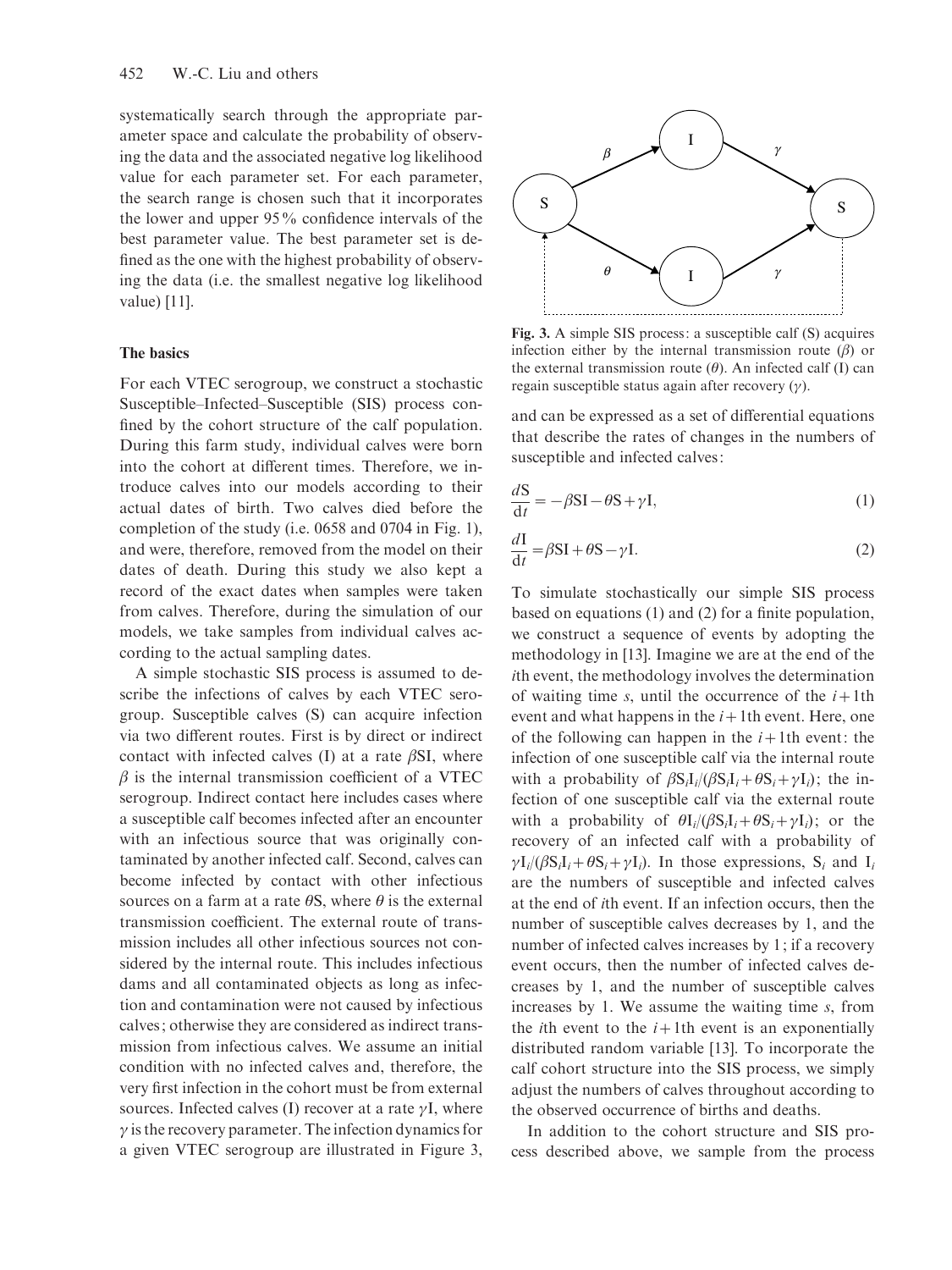systematically search through the appropriate parameter space and calculate the probability of observing the data and the associated negative log likelihood value for each parameter set. For each parameter, the search range is chosen such that it incorporates the lower and upper 95% confidence intervals of the best parameter value. The best parameter set is defined as the one with the highest probability of observing the data (i.e. the smallest negative log likelihood value) [11].

### The basics

For each VTEC serogroup, we construct a stochastic Susceptible–Infected–Susceptible (SIS) process confined by the cohort structure of the calf population. During this farm study, individual calves were born into the cohort at different times. Therefore, we introduce calves into our models according to their actual dates of birth. Two calves died before the completion of the study (i.e. 0658 and 0704 in Fig. 1), and were, therefore, removed from the model on their dates of death. During this study we also kept a record of the exact dates when samples were taken from calves. Therefore, during the simulation of our models, we take samples from individual calves according to the actual sampling dates.

A simple stochastic SIS process is assumed to describe the infections of calves by each VTEC serogroup. Susceptible calves (S) can acquire infection via two different routes. First is by direct or indirect contact with infected calves (I) at a rate $\beta$SI, where $\beta$ is the internal transmission coefficient of a VTEC serogroup. Indirect contact here includes cases where a susceptible calf becomes infected after an encounter with an infectious source that was originally contaminated by another infected calf. Second, calves can become infected by contact with other infectious sources on a farm at a rate $\theta$S, where $\theta$ is the external transmission coefficient. The external route of transmission includes all other infectious sources not considered by the internal route. This includes infectious dams and all contaminated objects as long as infection and contamination were not caused by infectious calves; otherwise they are considered as indirect transmission from infectious calves. We assume an initial condition with no infected calves and, therefore, the very first infection in the cohort must be from external sources. Infected calves (I) recover at a rate $\gamma$I, where $\gamma$ is the recovery parameter. The infection dynamics for a given VTEC serogroup are illustrated in Figure 3, and can be expressed as a set of differential equations that describe the rates of changes in the numbers of susceptible and infected calves:

$$\frac{dS}{dt} = -\beta SI - \theta S + \gamma I, \tag{1}$$

$$\frac{dI}{dt} = \beta SI + \theta S - \gamma I. \tag{2}$$

**Fig. 3.** A simple SIS process: a susceptible calf (S) acquires infection either by the internal transmission route ($\beta$) or the external transmission route ($\theta$). An infected calf (I) can regain susceptible status again after recovery ($\gamma$).

To simulate stochastically our simple SIS process based on equations (1) and (2) for a finite population, we construct a sequence of events by adopting the methodology in [13]. Imagine we are at the end of the $i$th event, the methodology involves the determination of waiting time $s$, until the occurrence of the $i+1$th event and what happens in the $i+1$th event. Here, one of the following can happen in the $i+1$th event: the infection of one susceptible calf via the internal route with a probability of $\beta S_i I_i/(\beta S_i I_i + \theta S_i + \gamma I_i)$; the infection of one susceptible calf via the external route with a probability of $\theta I_i/(\beta S_i I_i + \theta S_i + \gamma I_i)$; or the recovery of an infected calf with a probability of $\gamma I_i/(\beta S_i I_i + \theta S_i + \gamma I_i)$. In those expressions, $S_i$ and $I_i$ are the numbers of susceptible and infected calves at the end of $i$th event. If an infection occurs, then the number of susceptible calves decreases by 1, and the number of infected calves increases by 1; if a recovery event occurs, then the number of infected calves decreases by 1, and the number of susceptible calves increases by 1. We assume the waiting time $s$, from the $i$th event to the $i+1$th event is an exponentially distributed random variable [13]. To incorporate the calf cohort structure into the SIS process, we simply adjust the numbers of calves throughout according to the observed occurrence of births and deaths.

In addition to the cohort structure and SIS process described above, we sample from the process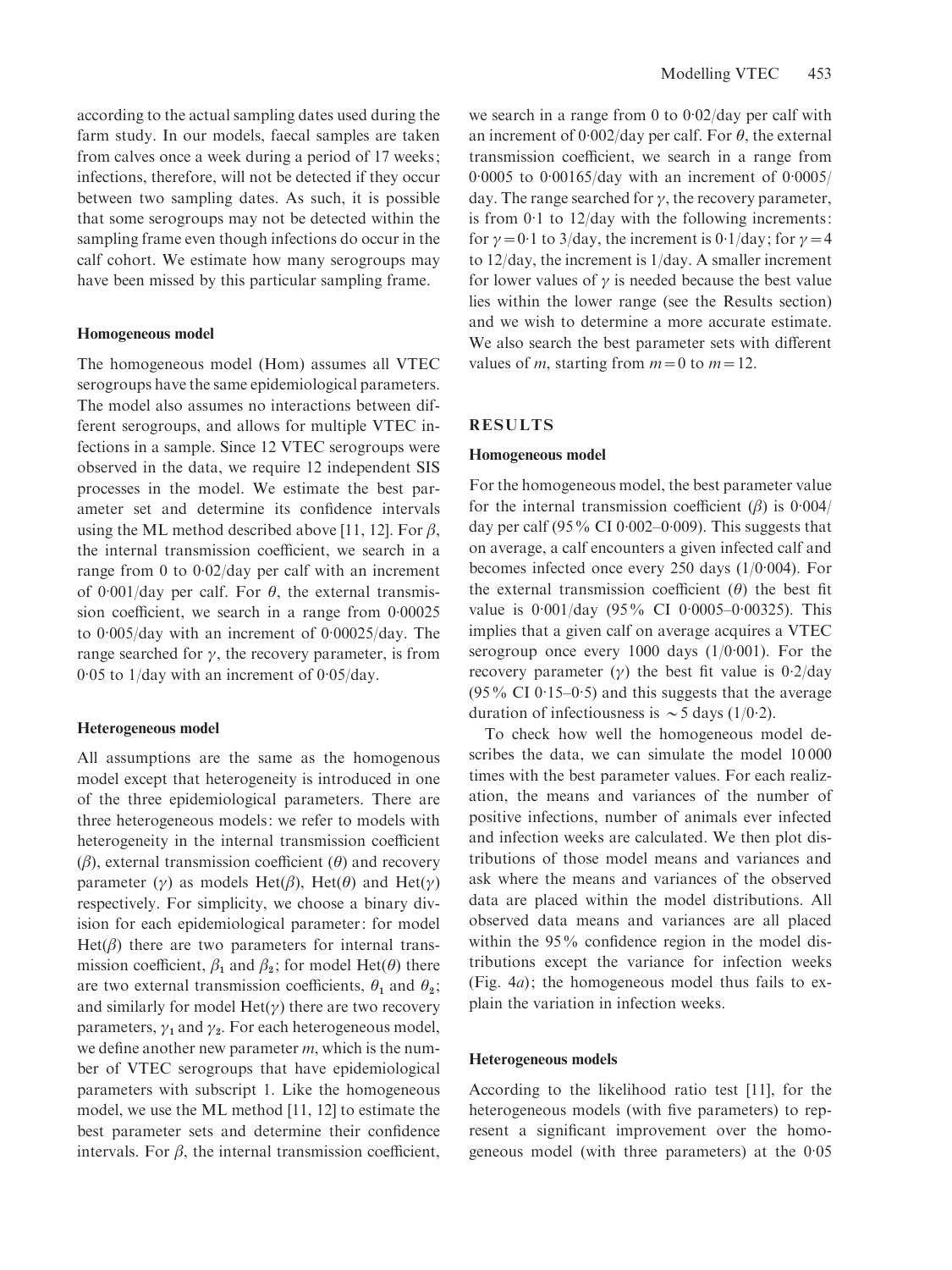according to the actual sampling dates used during the farm study. In our models, faecal samples are taken from calves once a week during a period of 17 weeks; infections, therefore, will not be detected if they occur between two sampling dates. As such, it is possible that some serogroups may not be detected within the sampling frame even though infections do occur in the calf cohort. We estimate how many serogroups may have been missed by this particular sampling frame.

#### Homogeneous model

The homogeneous model (Hom) assumes all VTEC serogroups have the same epidemiological parameters. The model also assumes no interactions between different serogroups, and allows for multiple VTEC infections in a sample. Since 12 VTEC serogroups were observed in the data, we require 12 independent SIS processes in the model. We estimate the best parameter set and determine its confidence intervals using the ML method described above [11, 12]. For $\beta$, the internal transmission coefficient, we search in a range from 0 to 0·02/day per calf with an increment of 0·001/day per calf. For $\theta$, the external transmission coefficient, we search in a range from 0·00025 to 0·005/day with an increment of 0·00025/day. The range searched for $\gamma$, the recovery parameter, is from 0·05 to 1/day with an increment of 0·05/day.

#### Heterogeneous model

All assumptions are the same as the homogenous model except that heterogeneity is introduced in one of the three epidemiological parameters. There are three heterogeneous models: we refer to models with heterogeneity in the internal transmission coefficient ($\beta$), external transmission coefficient ($\theta$) and recovery parameter ($\gamma$) as models Het($\beta$), Het($\theta$) and Het($\gamma$) respectively. For simplicity, we choose a binary division for each epidemiological parameter: for model Het($\beta$) there are two parameters for internal transmission coefficient, $\beta_1$ and $\beta_2$; for model Het($\theta$) there are two external transmission coefficients, $\theta_1$ and $\theta_2$; and similarly for model Het($\gamma$) there are two recovery parameters, $\gamma_1$ and $\gamma_2$. For each heterogeneous model, we define another new parameter $m$, which is the number of VTEC serogroups that have epidemiological parameters with subscript 1. Like the homogeneous model, we use the ML method [11, 12] to estimate the best parameter sets and determine their confidence intervals. For $\beta$, the internal transmission coefficient, we search in a range from 0 to 0·02/day per calf with an increment of 0·002/day per calf. For $\theta$, the external transmission coefficient, we search in a range from 0·0005 to 0·00165/day with an increment of 0·0005/day. The range searched for $\gamma$, the recovery parameter, is from 0·1 to 12/day with the following increments: for $\gamma = 0{\cdot}1$ to 3/day, the increment is 0·1/day; for $\gamma = 4$ to 12/day, the increment is 1/day. A smaller increment for lower values of $\gamma$ is needed because the best value lies within the lower range (see the Results section) and we wish to determine a more accurate estimate. We also search the best parameter sets with different values of $m$, starting from $m = 0$ to $m = 12$.

## RESULTS

#### Homogeneous model

For the homogeneous model, the best parameter value for the internal transmission coefficient ($\beta$) is 0·004/day per calf (95% CI 0·002–0·009). This suggests that on average, a calf encounters a given infected calf and becomes infected once every 250 days (1/0·004). For the external transmission coefficient ($\theta$) the best fit value is 0·001/day (95% CI 0·0005–0·00325). This implies that a given calf on average acquires a VTEC serogroup once every 1000 days (1/0·001). For the recovery parameter ($\gamma$) the best fit value is 0·2/day (95% CI 0·15–0·5) and this suggests that the average duration of infectiousness is $\sim 5$ days (1/0·2).

To check how well the homogeneous model describes the data, we can simulate the model 10 000 times with the best parameter values. For each realization, the means and variances of the number of positive infections, number of animals ever infected and infection weeks are calculated. We then plot distributions of those model means and variances and ask where the means and variances of the observed data are placed within the model distributions. All observed data means and variances are all placed within the 95% confidence region in the model distributions except the variance for infection weeks (Fig. 4*a*); the homogeneous model thus fails to explain the variation in infection weeks.

#### Heterogeneous models

According to the likelihood ratio test [11], for the heterogeneous models (with five parameters) to represent a significant improvement over the homogeneous model (with three parameters) at the 0·05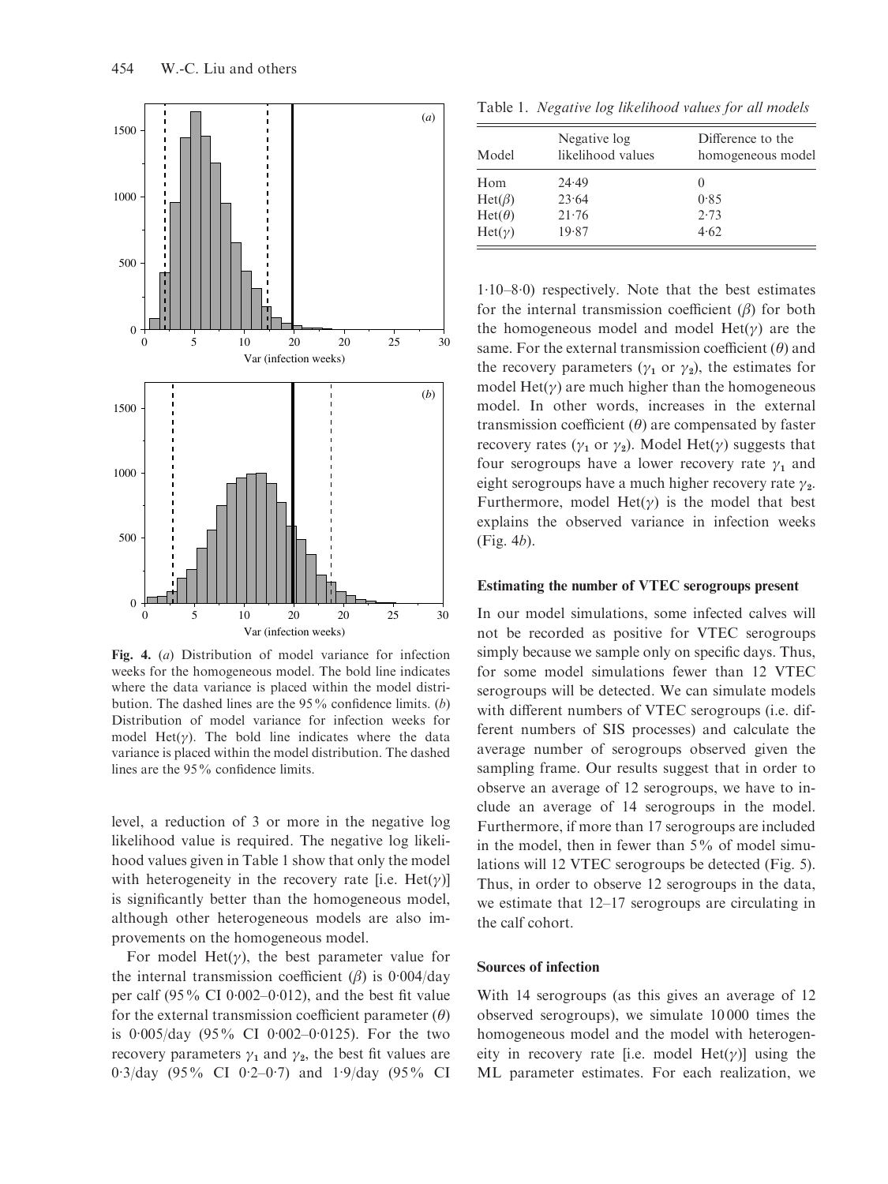Fig. 4. (*a*) Distribution of model variance for infection weeks for the homogeneous model. The bold line indicates where the data variance is placed within the model distribution. The dashed lines are the 95% confidence limits. (*b*) Distribution of model variance for infection weeks for model Het($\gamma$). The bold line indicates where the data variance is placed within the model distribution. The dashed lines are the 95% confidence limits.

level, a reduction of 3 or more in the negative log likelihood value is required. The negative log likelihood values given in Table 1 show that only the model with heterogeneity in the recovery rate [i.e. Het($\gamma$)] is significantly better than the homogeneous model, although other heterogeneous models are also improvements on the homogeneous model.

For model Het($\gamma$), the best parameter value for the internal transmission coefficient ($\beta$) is 0·004/day per calf (95% CI 0·002–0·012), and the best fit value for the external transmission coefficient parameter ($\theta$) is 0·005/day (95% CI 0·002–0·0125). For the two recovery parameters $\gamma_1$ and $\gamma_2$, the best fit values are 0·3/day (95% CI 0·2–0·7) and 1·9/day (95% CI 1·10–8·0) respectively. Note that the best estimates for the internal transmission coefficient ($\beta$) for both the homogeneous model and model Het($\gamma$) are the same. For the external transmission coefficient ($\theta$) and the recovery parameters ($\gamma_1$ or $\gamma_2$), the estimates for model Het($\gamma$) are much higher than the homogeneous model. In other words, increases in the external transmission coefficient ($\theta$) are compensated by faster recovery rates ($\gamma_1$ or $\gamma_2$). Model Het($\gamma$) suggests that four serogroups have a lower recovery rate $\gamma_1$ and eight serogroups have a much higher recovery rate $\gamma_2$. Furthermore, model Het($\gamma$) is the model that best explains the observed variance in infection weeks (Fig. 4*b*).

Table 1. *Negative log likelihood values for all models*

| Model | Negative log likelihood values | Difference to the homogeneous model |
|---|---|---|
| Hom | 24·49 | 0 |
| Het($\beta$) | 23·64 | 0·85 |
| Het($\theta$) | 21·76 | 2·73 |
| Het($\gamma$) | 19·87 | 4·62 |

### Estimating the number of VTEC serogroups present

In our model simulations, some infected calves will not be recorded as positive for VTEC serogroups simply because we sample only on specific days. Thus, for some model simulations fewer than 12 VTEC serogroups will be detected. We can simulate models with different numbers of VTEC serogroups (i.e. different numbers of SIS processes) and calculate the average number of serogroups observed given the sampling frame. Our results suggest that in order to observe an average of 12 serogroups, we have to include an average of 14 serogroups in the model. Furthermore, if more than 17 serogroups are included in the model, then in fewer than 5% of model simulations will 12 VTEC serogroups be detected (Fig. 5). Thus, in order to observe 12 serogroups in the data, we estimate that 12–17 serogroups are circulating in the calf cohort.

### Sources of infection

With 14 serogroups (as this gives an average of 12 observed serogroups), we simulate 10 000 times the homogeneous model and the model with heterogeneity in recovery rate [i.e. model Het($\gamma$)] using the ML parameter estimates. For each realization, we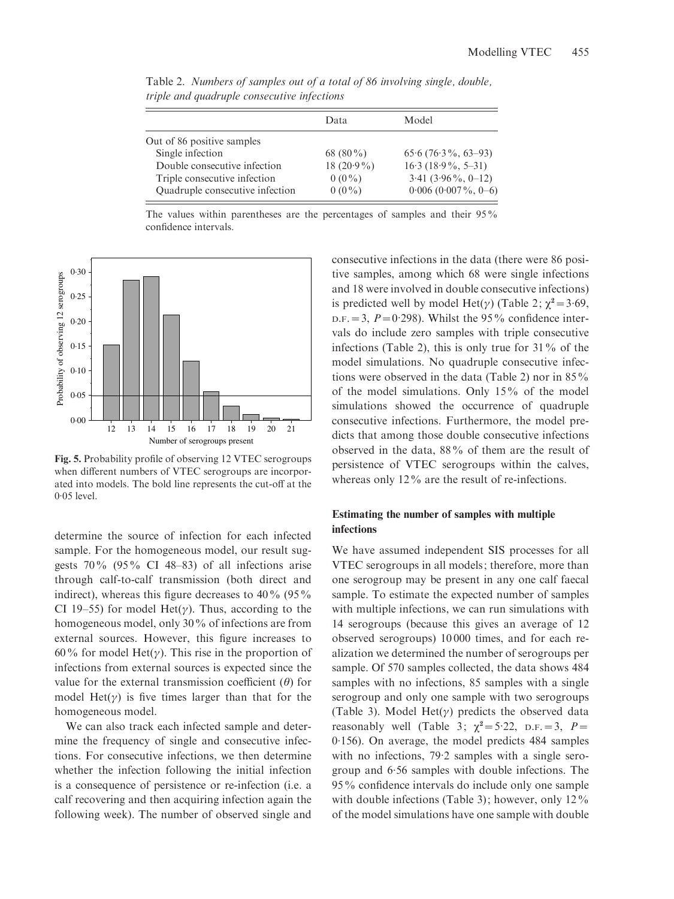Table 2. *Numbers of samples out of a total of 86 involving single, double, triple and quadruple consecutive infections*

| | Data | Model |
|---|---|---|
| Out of 86 positive samples | | |
| Single infection | 68 (80%) | 65·6 (76·3%, 63–93) |
| Double consecutive infection | 18 (20·9%) | 16·3 (18·9%, 5–31) |
| Triple consecutive infection | 0 (0%) | 3·41 (3·96%, 0–12) |
| Quadruple consecutive infection | 0 (0%) | 0·006 (0·007%, 0–6) |

The values within parentheses are the percentages of samples and their 95% confidence intervals.

**Fig. 5.** Probability profile of observing 12 VTEC serogroups when different numbers of VTEC serogroups are incorporated into models. The bold line represents the cut-off at the 0·05 level.

determine the source of infection for each infected sample. For the homogeneous model, our result suggests 70% (95% CI 48–83) of all infections arise through calf-to-calf transmission (both direct and indirect), whereas this figure decreases to 40% (95% CI 19–55) for model Het($\gamma$). Thus, according to the homogeneous model, only 30% of infections are from external sources. However, this figure increases to 60% for model Het($\gamma$). This rise in the proportion of infections from external sources is expected since the value for the external transmission coefficient ($\theta$) for model Het($\gamma$) is five times larger than that for the homogeneous model.

We can also track each infected sample and determine the frequency of single and consecutive infections. For consecutive infections, we then determine whether the infection following the initial infection is a consequence of persistence or re-infection (i.e. a calf recovering and then acquiring infection again the following week). The number of observed single and consecutive infections in the data (there were 86 positive samples, among which 68 were single infections and 18 were involved in double consecutive infections) is predicted well by model Het($\gamma$) (Table 2; $\chi^2=3{\cdot}69$, D.F. = 3, $P=0{\cdot}298$). Whilst the 95% confidence intervals do include zero samples with triple consecutive infections (Table 2), this is only true for 31% of the model simulations. No quadruple consecutive infections were observed in the data (Table 2) nor in 85% of the model simulations. Only 15% of the model simulations showed the occurrence of quadruple consecutive infections. Furthermore, the model predicts that among those double consecutive infections observed in the data, 88% of them are the result of persistence of VTEC serogroups within the calves, whereas only 12% are the result of re-infections.

### Estimating the number of samples with multiple infections

We have assumed independent SIS processes for all VTEC serogroups in all models; therefore, more than one serogroup may be present in any one calf faecal sample. To estimate the expected number of samples with multiple infections, we can run simulations with 14 serogroups (because this gives an average of 12 observed serogroups) 10 000 times, and for each realization we determined the number of serogroups per sample. Of 570 samples collected, the data shows 484 samples with no infections, 85 samples with a single serogroup and only one sample with two serogroups (Table 3). Model Het($\gamma$) predicts the observed data reasonably well (Table 3; $\chi^2=5{\cdot}22$, D.F. = 3, $P=0{\cdot}156$). On average, the model predicts 484 samples with no infections, 79·2 samples with a single serogroup and 6·56 samples with double infections. The 95% confidence intervals do include only one sample with double infections (Table 3); however, only 12% of the model simulations have one sample with double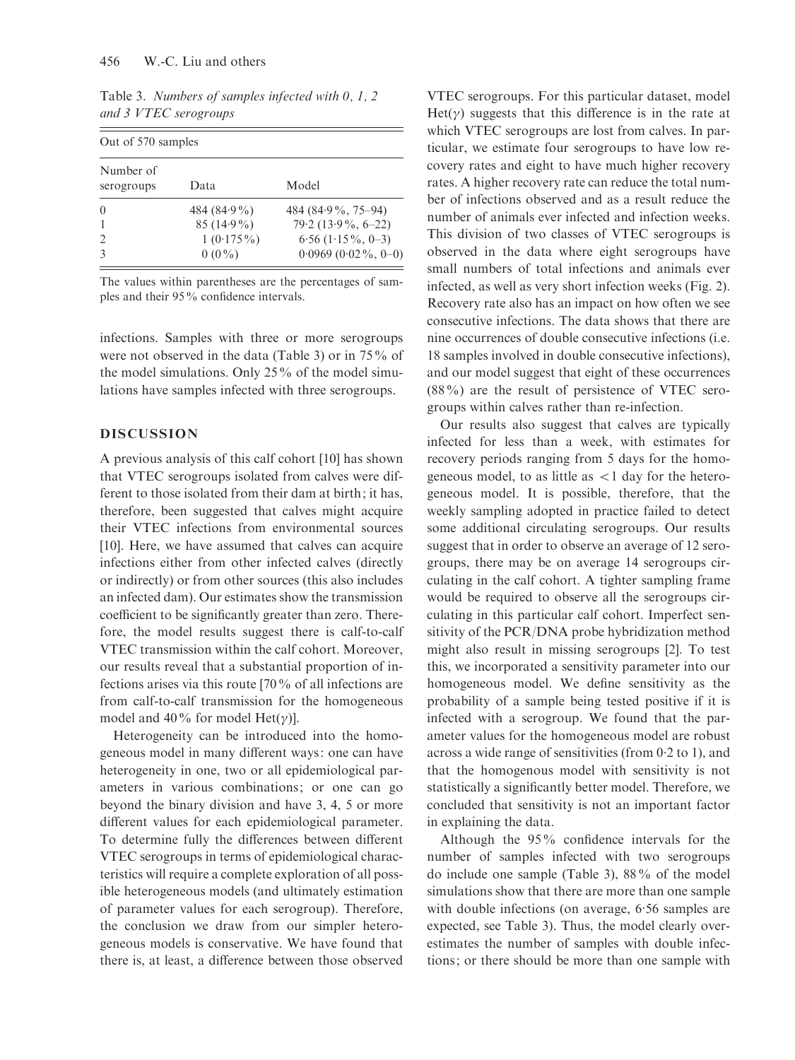Table 3. *Numbers of samples infected with 0, 1, 2 and 3 VTEC serogroups*

| Out of 570 samples | | |
|---|---|---|
| Number of serogroups | Data | Model |
| 0 | 484 (84·9 %) | 484 (84·9 %, 75–94) |
| 1 | 85 (14·9 %) | 79·2 (13·9 %, 6–22) |
| 2 | 1 (0·175 %) | 6·56 (1·15 %, 0–3) |
| 3 | 0 (0 %) | 0·0969 (0·02 %, 0–0) |

The values within parentheses are the percentages of samples and their 95 % confidence intervals.

infections. Samples with three or more serogroups were not observed in the data (Table 3) or in 75 % of the model simulations. Only 25 % of the model simulations have samples infected with three serogroups.

## DISCUSSION

A previous analysis of this calf cohort [10] has shown that VTEC serogroups isolated from calves were different to those isolated from their dam at birth; it has, therefore, been suggested that calves might acquire their VTEC infections from environmental sources [10]. Here, we have assumed that calves can acquire infections either from other infected calves (directly or indirectly) or from other sources (this also includes an infected dam). Our estimates show the transmission coefficient to be significantly greater than zero. Therefore, the model results suggest there is calf-to-calf VTEC transmission within the calf cohort. Moreover, our results reveal that a substantial proportion of infections arises via this route [70 % of all infections are from calf-to-calf transmission for the homogeneous model and 40 % for model Het($\gamma$)].

Heterogeneity can be introduced into the homogeneous model in many different ways: one can have heterogeneity in one, two or all epidemiological parameters in various combinations; or one can go beyond the binary division and have 3, 4, 5 or more different values for each epidemiological parameter. To determine fully the differences between different VTEC serogroups in terms of epidemiological characteristics will require a complete exploration of all possible heterogeneous models (and ultimately estimation of parameter values for each serogroup). Therefore, the conclusion we draw from our simpler heterogeneous models is conservative. We have found that there is, at least, a difference between those observed VTEC serogroups. For this particular dataset, model Het($\gamma$) suggests that this difference is in the rate at which VTEC serogroups are lost from calves. In particular, we estimate four serogroups to have low recovery rates and eight to have much higher recovery rates. A higher recovery rate can reduce the total number of infections observed and as a result reduce the number of animals ever infected and infection weeks. This division of two classes of VTEC serogroups is observed in the data where eight serogroups have small numbers of total infections and animals ever infected, as well as very short infection weeks (Fig. 2). Recovery rate also has an impact on how often we see consecutive infections. The data shows that there are nine occurrences of double consecutive infections (i.e. 18 samples involved in double consecutive infections), and our model suggest that eight of these occurrences (88 %) are the result of persistence of VTEC serogroups within calves rather than re-infection.

Our results also suggest that calves are typically infected for less than a week, with estimates for recovery periods ranging from 5 days for the homogeneous model, to as little as $<1$ day for the heterogeneous model. It is possible, therefore, that the weekly sampling adopted in practice failed to detect some additional circulating serogroups. Our results suggest that in order to observe an average of 12 serogroups, there may be on average 14 serogroups circulating in the calf cohort. A tighter sampling frame would be required to observe all the serogroups circulating in this particular calf cohort. Imperfect sensitivity of the PCR/DNA probe hybridization method might also result in missing serogroups [2]. To test this, we incorporated a sensitivity parameter into our homogeneous model. We define sensitivity as the probability of a sample being tested positive if it is infected with a serogroup. We found that the parameter values for the homogeneous model are robust across a wide range of sensitivities (from 0·2 to 1), and that the homogenous model with sensitivity is not statistically a significantly better model. Therefore, we concluded that sensitivity is not an important factor in explaining the data.

Although the 95 % confidence intervals for the number of samples infected with two serogroups do include one sample (Table 3), 88 % of the model simulations show that there are more than one sample with double infections (on average, 6·56 samples are expected, see Table 3). Thus, the model clearly overestimates the number of samples with double infections; or there should be more than one sample with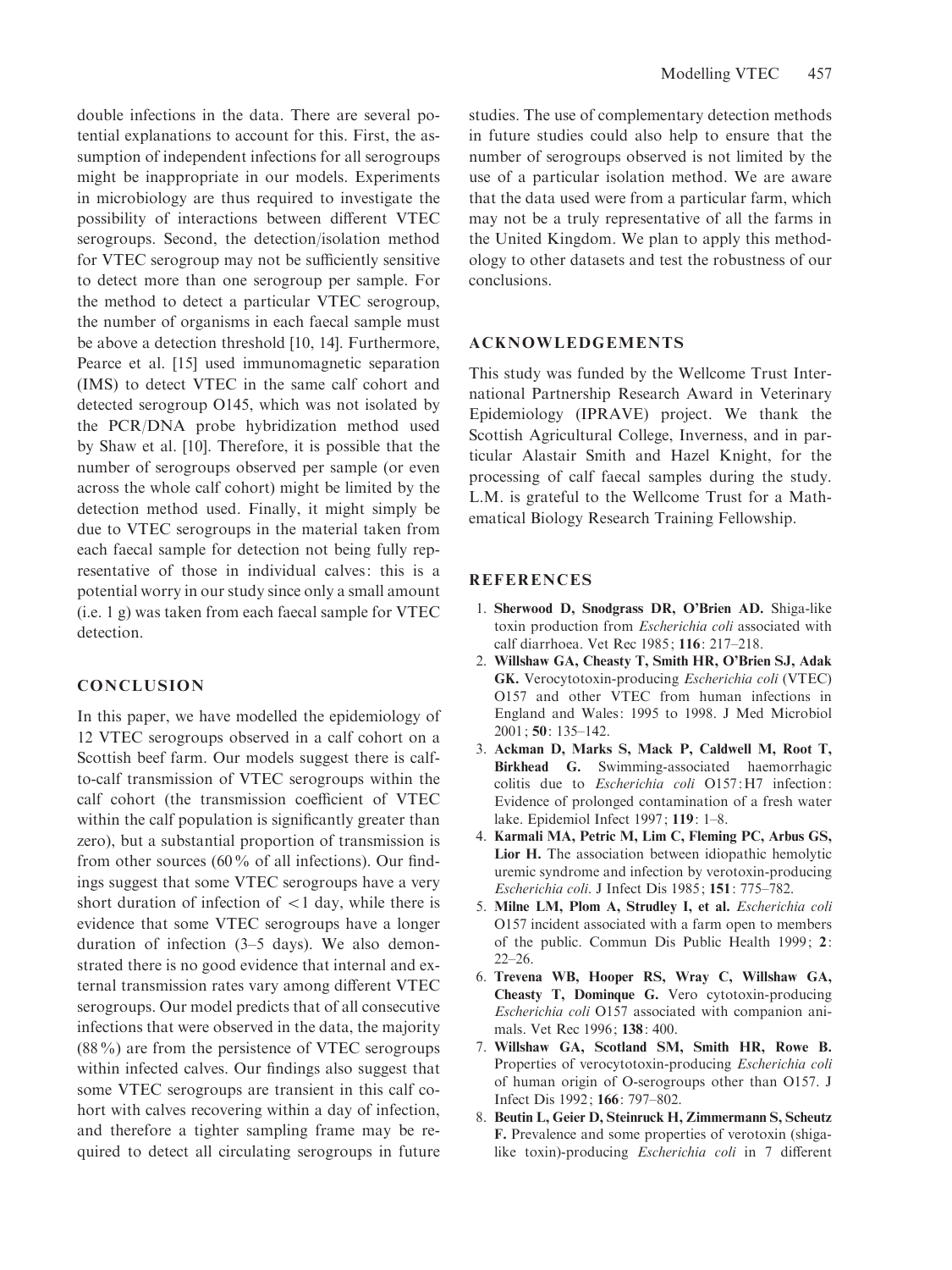double infections in the data. There are several potential explanations to account for this. First, the assumption of independent infections for all serogroups might be inappropriate in our models. Experiments in microbiology are thus required to investigate the possibility of interactions between different VTEC serogroups. Second, the detection/isolation method for VTEC serogroup may not be sufficiently sensitive to detect more than one serogroup per sample. For the method to detect a particular VTEC serogroup, the number of organisms in each faecal sample must be above a detection threshold [10, 14]. Furthermore, Pearce et al. [15] used immunomagnetic separation (IMS) to detect VTEC in the same calf cohort and detected serogroup O145, which was not isolated by the PCR/DNA probe hybridization method used by Shaw et al. [10]. Therefore, it is possible that the number of serogroups observed per sample (or even across the whole calf cohort) might be limited by the detection method used. Finally, it might simply be due to VTEC serogroups in the material taken from each faecal sample for detection not being fully representative of those in individual calves: this is a potential worry in our study since only a small amount (i.e. 1 g) was taken from each faecal sample for VTEC detection.

## CONCLUSION

In this paper, we have modelled the epidemiology of 12 VTEC serogroups observed in a calf cohort on a Scottish beef farm. Our models suggest there is calf-to-calf transmission of VTEC serogroups within the calf cohort (the transmission coefficient of VTEC within the calf population is significantly greater than zero), but a substantial proportion of transmission is from other sources (60% of all infections). Our findings suggest that some VTEC serogroups have a very short duration of infection of $<1$ day, while there is evidence that some VTEC serogroups have a longer duration of infection (3–5 days). We also demonstrated there is no good evidence that internal and external transmission rates vary among different VTEC serogroups. Our model predicts that of all consecutive infections that were observed in the data, the majority (88%) are from the persistence of VTEC serogroups within infected calves. Our findings also suggest that some VTEC serogroups are transient in this calf cohort with calves recovering within a day of infection, and therefore a tighter sampling frame may be required to detect all circulating serogroups in future studies. The use of complementary detection methods in future studies could also help to ensure that the number of serogroups observed is not limited by the use of a particular isolation method. We are aware that the data used were from a particular farm, which may not be a truly representative of all the farms in the United Kingdom. We plan to apply this methodology to other datasets and test the robustness of our conclusions.

## ACKNOWLEDGEMENTS

This study was funded by the Wellcome Trust International Partnership Research Award in Veterinary Epidemiology (IPRAVE) project. We thank the Scottish Agricultural College, Inverness, and in particular Alastair Smith and Hazel Knight, for the processing of calf faecal samples during the study. L.M. is grateful to the Wellcome Trust for a Mathematical Biology Research Training Fellowship.

## REFERENCES

1. **Sherwood D, Snodgrass DR, O'Brien AD.** Shiga-like toxin production from *Escherichia coli* associated with calf diarrhoea. Vet Rec 1985; **116**: 217–218.
2. **Willshaw GA, Cheasty T, Smith HR, O'Brien SJ, Adak GK.** Verocytotoxin-producing *Escherichia coli* (VTEC) O157 and other VTEC from human infections in England and Wales: 1995 to 1998. J Med Microbiol 2001; **50**: 135–142.
3. **Ackman D, Marks S, Mack P, Caldwell M, Root T, Birkhead G.** Swimming-associated haemorrhagic colitis due to *Escherichia coli* O157:H7 infection: Evidence of prolonged contamination of a fresh water lake. Epidemiol Infect 1997; **119**: 1–8.
4. **Karmali MA, Petric M, Lim C, Fleming PC, Arbus GS, Lior H.** The association between idiopathic hemolytic uremic syndrome and infection by verotoxin-producing *Escherichia coli*. J Infect Dis 1985; **151**: 775–782.
5. **Milne LM, Plom A, Strudley I, et al.** *Escherichia coli* O157 incident associated with a farm open to members of the public. Commun Dis Public Health 1999; **2**: 22–26.
6. **Trevena WB, Hooper RS, Wray C, Willshaw GA, Cheasty T, Dominque G.** Vero cytotoxin-producing *Escherichia coli* O157 associated with companion animals. Vet Rec 1996; **138**: 400.
7. **Willshaw GA, Scotland SM, Smith HR, Rowe B.** Properties of verocytotoxin-producing *Escherichia coli* of human origin of O-serogroups other than O157. J Infect Dis 1992; **166**: 797–802.
8. **Beutin L, Geier D, Steinruck H, Zimmermann S, Scheutz F.** Prevalence and some properties of verotoxin (shiga-like toxin)-producing *Escherichia coli* in 7 different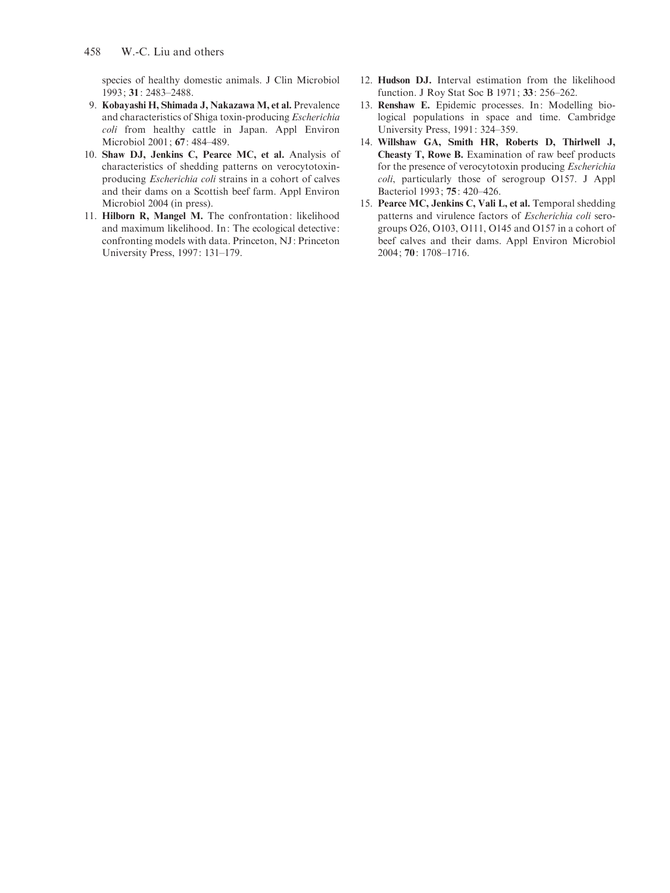species of healthy domestic animals. J Clin Microbiol 1993; **31**: 2483–2488.

9. **Kobayashi H, Shimada J, Nakazawa M, et al.** Prevalence and characteristics of Shiga toxin-producing *Escherichia coli* from healthy cattle in Japan. Appl Environ Microbiol 2001; **67**: 484–489.
10. **Shaw DJ, Jenkins C, Pearce MC, et al.** Analysis of characteristics of shedding patterns on verocytotoxin-producing *Escherichia coli* strains in a cohort of calves and their dams on a Scottish beef farm. Appl Environ Microbiol 2004 (in press).
11. **Hilborn R, Mangel M.** The confrontation: likelihood and maximum likelihood. In: The ecological detective: confronting models with data. Princeton, NJ: Princeton University Press, 1997: 131–179.
12. **Hudson DJ.** Interval estimation from the likelihood function. J Roy Stat Soc B 1971; **33**: 256–262.
13. **Renshaw E.** Epidemic processes. In: Modelling biological populations in space and time. Cambridge University Press, 1991: 324–359.
14. **Willshaw GA, Smith HR, Roberts D, Thirlwell J, Cheasty T, Rowe B.** Examination of raw beef products for the presence of verocytotoxin producing *Escherichia coli*, particularly those of serogroup O157. J Appl Bacteriol 1993; **75**: 420–426.
15. **Pearce MC, Jenkins C, Vali L, et al.** Temporal shedding patterns and virulence factors of *Escherichia coli* serogroups O26, O103, O111, O145 and O157 in a cohort of beef calves and their dams. Appl Environ Microbiol 2004; **70**: 1708–1716.